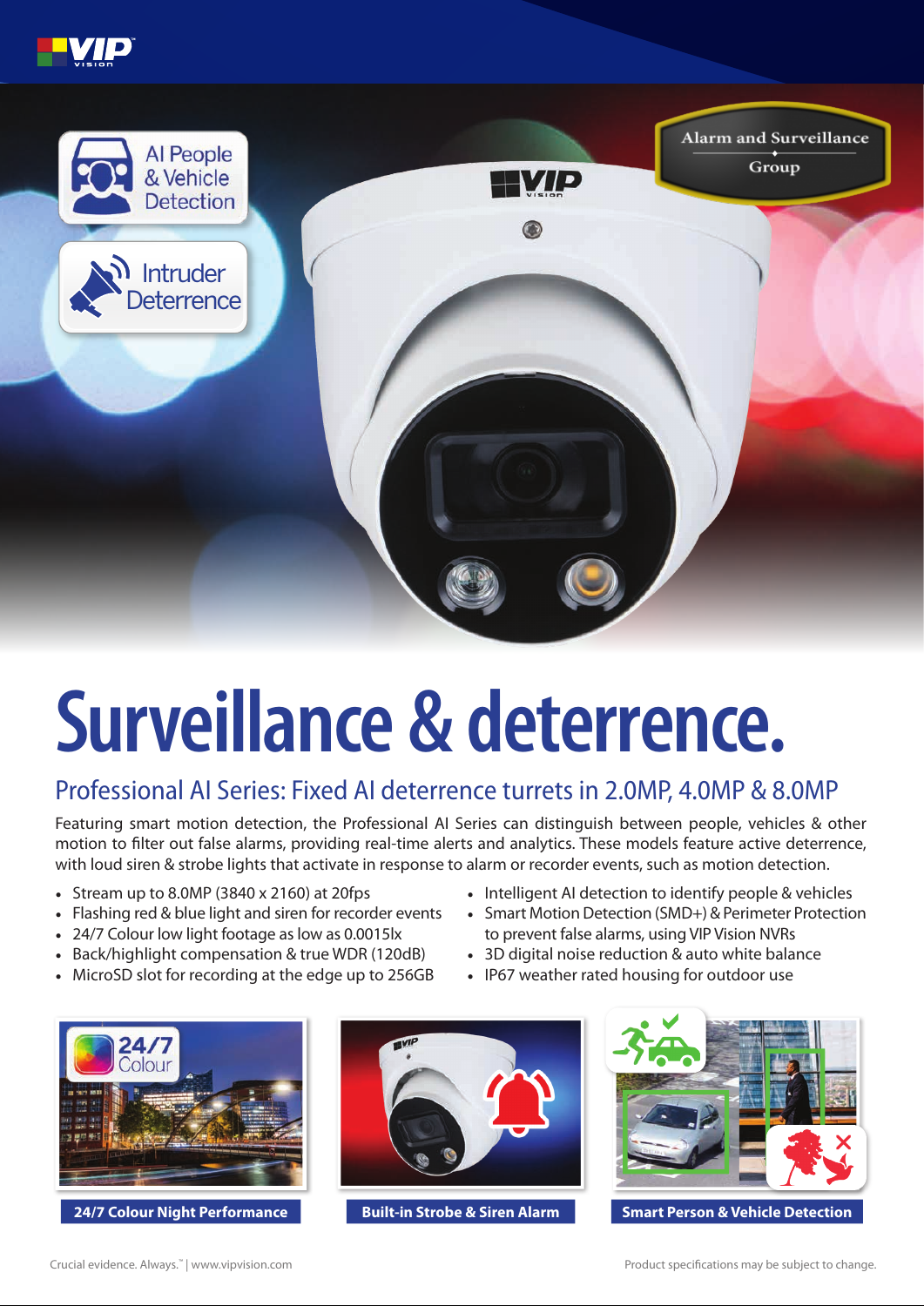AI People & Vehicle Detection

Intruder Deterrence

Alarm and Surveillance Group

# Surveillance & deterrence.

## Professional AI Series: Fixed AI deterrence turrets in 2.0MP, 4.0MP & 8.0MP

Featuring smart motion detection, the Professional AI Series can distinguish between people, vehicles & other motion to filter out false alarms, providing real-time alerts and analytics. These models feature active deterrence, with loud siren & strobe lights that activate in response to alarm or recorder events, such as motion detection.

- Stream up to 8.0MP (3840 x 2160) at 20fps
- Flashing red & blue light and siren for recorder events
- 24/7 Colour low light footage as low as 0.0015lx
- Back/highlight compensation & true WDR (120dB)
- MicroSD slot for recording at the edge up to 256GB
- Intelligent AI detection to identify people & vehicles
- Smart Motion Detection (SMD+) & Perimeter Protection to prevent false alarms, using VIP Vision NVRs
- 3D digital noise reduction & auto white balance
- IP67 weather rated housing for outdoor use

**24/7 Colour Night Performance**

**Built-in Strobe & Siren Alarm**

**Smart Person & Vehicle Detection**

Crucial evidence. Always.™ | www.vipvision.com

Product specifications may be subject to change.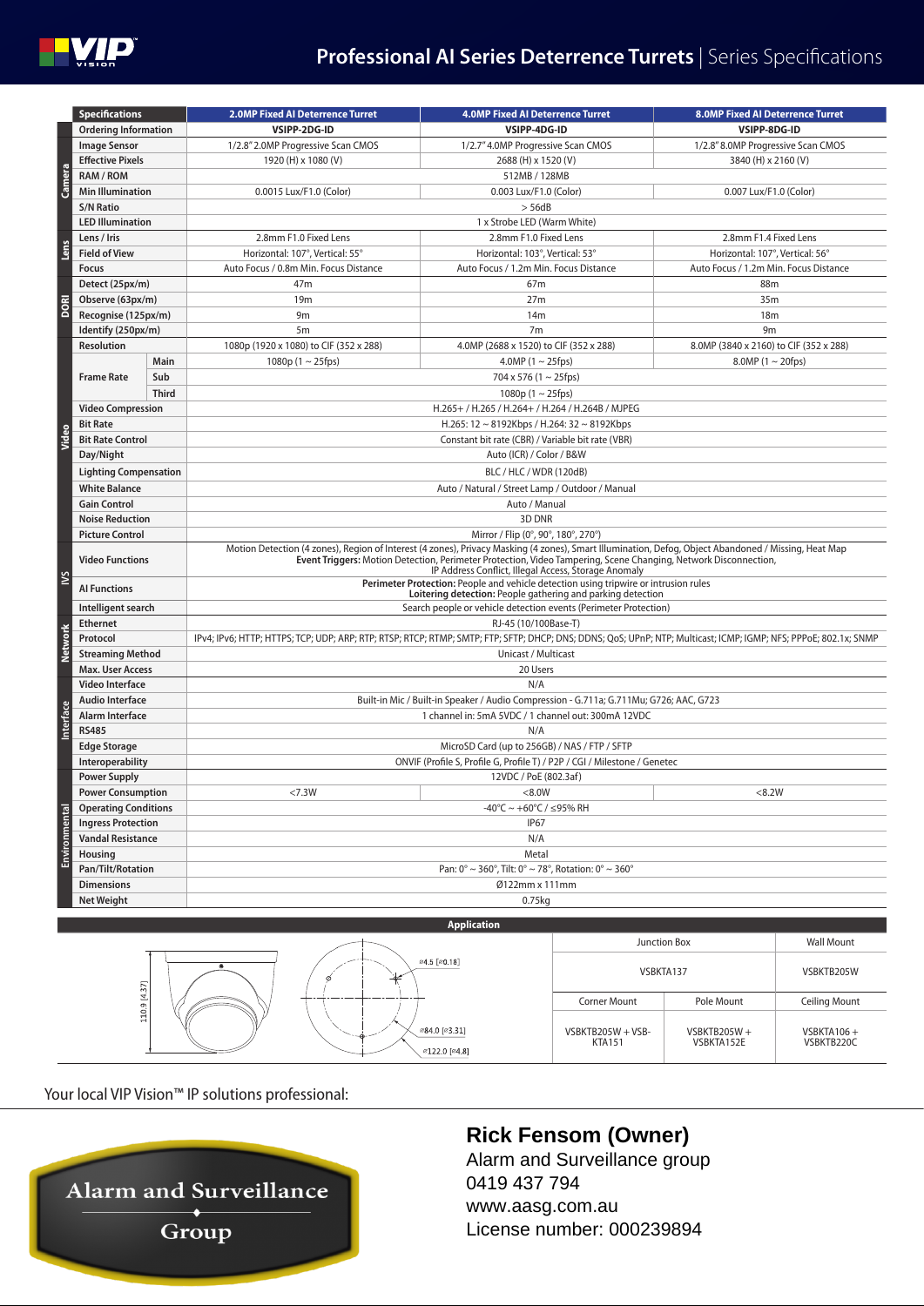# Professional AI Series Deterrence Turrets | Series Specifications

| Category | Specifications | | 2.0MP Fixed AI Deterrence Turret | 4.0MP Fixed AI Deterrence Turret | 8.0MP Fixed AI Deterrence Turret |
|---|---|---|---|---|---|
| | Ordering Information | | VSIPP-2DG-ID | VSIPP-4DG-ID | VSIPP-8DG-ID |
| Camera | Image Sensor | | 1/2.8" 2.0MP Progressive Scan CMOS | 1/2.7" 4.0MP Progressive Scan CMOS | 1/2.8" 8.0MP Progressive Scan CMOS |
| Camera | Effective Pixels | | 1920 (H) x 1080 (V) | 2688 (H) x 1520 (V) | 3840 (H) x 2160 (V) |
| Camera | RAM / ROM | | 512MB / 128MB | | |
| Camera | Min Illumination | | 0.0015 Lux/F1.0 (Color) | 0.003 Lux/F1.0 (Color) | 0.007 Lux/F1.0 (Color) |
| Camera | S/N Ratio | | > 56dB | | |
| Camera | LED Illumination | | 1 x Strobe LED (Warm White) | | |
| Lens | Lens / Iris | | 2.8mm F1.0 Fixed Lens | 2.8mm F1.0 Fixed Lens | 2.8mm F1.4 Fixed Lens |
| Lens | Field of View | | Horizontal: 107°, Vertical: 55° | Horizontal: 103°, Vertical: 53° | Horizontal: 107°, Vertical: 56° |
| Lens | Focus | | Auto Focus / 0.8m Min. Focus Distance | Auto Focus / 1.2m Min. Focus Distance | Auto Focus / 1.2m Min. Focus Distance |
| DORI | Detect (25px/m) | | 47m | 67m | 88m |
| DORI | Observe (63px/m) | | 19m | 27m | 35m |
| DORI | Recognise (125px/m) | | 9m | 14m | 18m |
| DORI | Identify (250px/m) | | 5m | 7m | 9m |
| Video | Resolution | | 1080p (1920 x 1080) to CIF (352 x 288) | 4.0MP (2688 x 1520) to CIF (352 x 288) | 8.0MP (3840 x 2160) to CIF (352 x 288) |
| Video | Frame Rate | Main | 1080p (1 ~ 25fps) | 4.0MP (1 ~ 25fps) | 8.0MP (1 ~ 20fps) |
| Video | Frame Rate | Sub | 704 x 576 (1 ~ 25fps) | | |
| Video | Frame Rate | Third | 1080p (1 ~ 25fps) | | |
| Video | Video Compression | | H.265+ / H.265 / H.264+ / H.264 / H.264B / MJPEG | | |
| Video | Bit Rate | | H.265: 12 ~ 8192Kbps / H.264: 32 ~ 8192Kbps | | |
| Video | Bit Rate Control | | Constant bit rate (CBR) / Variable bit rate (VBR) | | |
| Video | Day/Night | | Auto (ICR) / Color / B&W | | |
| Video | Lighting Compensation | | BLC / HLC / WDR (120dB) | | |
| Video | White Balance | | Auto / Natural / Street Lamp / Outdoor / Manual | | |
| Video | Gain Control | | Auto / Manual | | |
| Video | Noise Reduction | | 3D DNR | | |
| Video | Picture Control | | Mirror / Flip (0°, 90°, 180°, 270°) | | |
| IVS | Video Functions | | Motion Detection (4 zones), Region of Interest (4 zones), Privacy Masking (4 zones), Smart Illumination, Defog, Object Abandoned / Missing, Heat Map **Event Triggers:** Motion Detection, Perimeter Protection, Video Tampering, Scene Changing, Network Disconnection, IP Address Conflict, Illegal Access, Storage Anomaly | | |
| IVS | AI Functions | | **Perimeter Protection:** People and vehicle detection using tripwire or intrusion rules **Loitering detection:** People gathering and parking detection | | |
| IVS | Intelligent search | | Search people or vehicle detection events (Perimeter Protection) | | |
| Network | Ethernet | | RJ-45 (10/100Base-T) | | |
| Network | Protocol | | IPv4; IPv6; HTTP; HTTPS; TCP; UDP; ARP; RTP; RTSP; RTCP; RTMP; SMTP; FTP; SFTP; DHCP; DNS; DDNS; QoS; UPnP; NTP; Multicast; ICMP; IGMP; NFS; PPPoE; 802.1x; SNMP | | |
| Network | Streaming Method | | Unicast / Multicast | | |
| Network | Max. User Access | | 20 Users | | |
| Interface | Video Interface | | N/A | | |
| Interface | Audio Interface | | Built-in Mic / Built-in Speaker / Audio Compression - G.711a; G.711Mu; G726; AAC, G723 | | |
| Interface | Alarm Interface | | 1 channel in: 5mA 5VDC / 1 channel out: 300mA 12VDC | | |
| Interface | RS485 | | N/A | | |
| Interface | Edge Storage | | MicroSD Card (up to 256GB) / NAS / FTP / SFTP | | |
| Interface | Interoperability | | ONVIF (Profile S, Profile G, Profile T) / P2P / CGI / Milestone / Genetec | | |
| Environmental | Power Supply | | 12VDC / PoE (802.3af) | | |
| Environmental | Power Consumption | | <7.3W | <8.0W | <8.2W |
| Environmental | Operating Conditions | | -40°C ~ +60°C / ≤95% RH | | |
| Environmental | Ingress Protection | | IP67 | | |
| Environmental | Vandal Resistance | | N/A | | |
| Environmental | Housing | | Metal | | |
| Environmental | Pan/Tilt/Rotation | | Pan: 0° ~ 360°, Tilt: 0° ~ 78°, Rotation: 0° ~ 360° | | |
| Environmental | Dimensions | | Ø122mm x 111mm | | |
| Environmental | Net Weight | | 0.75kg | | |

## Application

110.9 [⌀4.37]
⌀4.5 [⌀0.18]
⌀84.0 [⌀3.31]
⌀122.0 [⌀4.8]

| Junction Box | | Wall Mount |
|---|---|---|
| VSBKTA137 | | VSBKTB205W |
| Corner Mount | Pole Mount | Ceiling Mount |
| VSBKTB205W + VSB-KTA151 | VSBKTB205W + VSBKTA152E | VSBKTA106 + VSBKTB220C |

Your local VIP Vision™ IP solutions professional:

Alarm and Surveillance Group

**Rick Fensom (Owner)**
Alarm and Surveillance group
0419 437 794
www.aasg.com.au
License number: 000239894